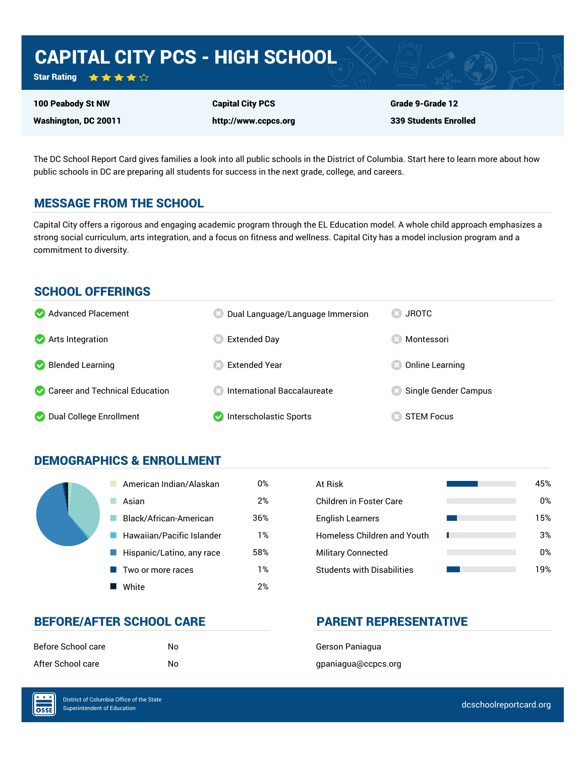# CAPITAL CITY PCS - HIGH SCHOOL

**Star Rating** ★★★★☆

| | | |
|---|---|---|
| **100 Peabody St NW** | **Capital City PCS** | **Grade 9-Grade 12** |
| **Washington, DC 20011** | **http://www.ccpcs.org** | **339 Students Enrolled** |

The DC School Report Card gives families a look into all public schools in the District of Columbia. Start here to learn more about how public schools in DC are preparing all students for success in the next grade, college, and careers.

## MESSAGE FROM THE SCHOOL

Capital City offers a rigorous and engaging academic program through the EL Education model. A whole child approach emphasizes a strong social curriculum, arts integration, and a focus on fitness and wellness. Capital City has a model inclusion program and a commitment to diversity.

## SCHOOL OFFERINGS

| Offering | Available |
|---|---|
| Advanced Placement | Yes |
| Arts Integration | Yes |
| Blended Learning | Yes |
| Career and Technical Education | Yes |
| Dual College Enrollment | Yes |
| Dual Language/Language Immersion | No |
| Extended Day | No |
| Extended Year | No |
| International Baccalaureate | No |
| Interscholastic Sports | Yes |
| JROTC | No |
| Montessori | No |
| Online Learning | No |
| Single Gender Campus | No |
| STEM Focus | No |

## DEMOGRAPHICS & ENROLLMENT

| Race/Ethnicity | Percent |
|---|---|
| American Indian/Alaskan | 0% |
| Asian | 2% |
| Black/African-American | 36% |
| Hawaiian/Pacific Islander | 1% |
| Hispanic/Latino, any race | 58% |
| Two or more races | 1% |
| White | 2% |

| Student Group | Percent |
|---|---|
| At Risk | 45% |
| Children in Foster Care | 0% |
| English Learners | 15% |
| Homeless Children and Youth | 3% |
| Military Connected | 0% |
| Students with Disabilities | 19% |

## BEFORE/AFTER SCHOOL CARE

| | |
|---|---|
| Before School care | No |
| After School care | No |

## PARENT REPRESENTATIVE

Gerson Paniagua

gpaniagua@ccpcs.org

District of Columbia Office of the State Superintendent of Education

dcschoolreportcard.org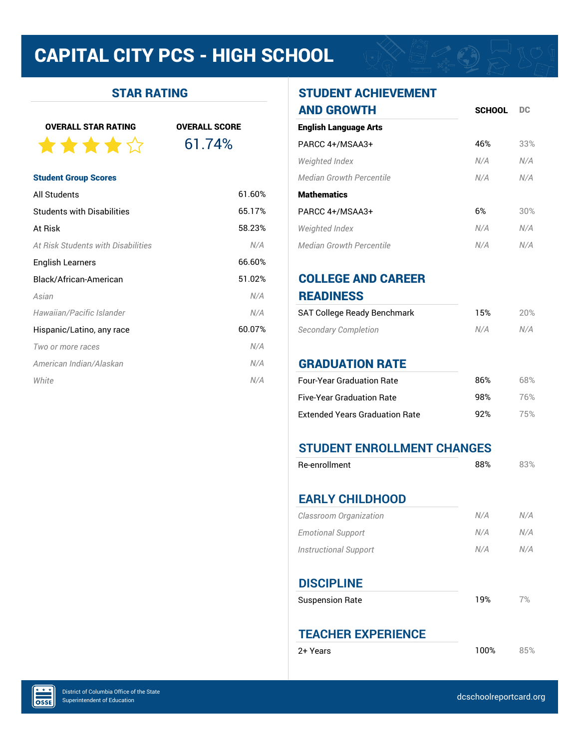# CAPITAL CITY PCS - HIGH SCHOOL

## STAR RATING

**OVERALL STAR RATING**

★★★★☆

**OVERALL SCORE**

61.74%

### Student Group Scores

| | |
|---|---|
| All Students | 61.60% |
| Students with Disabilities | 65.17% |
| At Risk | 58.23% |
| *At Risk Students with Disabilities* | *N/A* |
| English Learners | 66.60% |
| Black/African-American | 51.02% |
| *Asian* | *N/A* |
| *Hawaiian/Pacific Islander* | *N/A* |
| Hispanic/Latino, any race | 60.07% |
| *Two or more races* | *N/A* |
| *American Indian/Alaskan* | *N/A* |
| *White* | *N/A* |

## STUDENT ACHIEVEMENT AND GROWTH

| | SCHOOL | DC |
|---|---|---|
| **English Language Arts** | | |
| PARCC 4+/MSAA3+ | 46% | 33% |
| *Weighted Index* | *N/A* | *N/A* |
| *Median Growth Percentile* | *N/A* | *N/A* |
| **Mathematics** | | |
| PARCC 4+/MSAA3+ | 6% | 30% |
| *Weighted Index* | *N/A* | *N/A* |
| *Median Growth Percentile* | *N/A* | *N/A* |

## COLLEGE AND CAREER READINESS

| | SCHOOL | DC |
|---|---|---|
| SAT College Ready Benchmark | 15% | 20% |
| *Secondary Completion* | *N/A* | *N/A* |

## GRADUATION RATE

| | SCHOOL | DC |
|---|---|---|
| Four-Year Graduation Rate | 86% | 68% |
| Five-Year Graduation Rate | 98% | 76% |
| Extended Years Graduation Rate | 92% | 75% |

## STUDENT ENROLLMENT CHANGES

| | SCHOOL | DC |
|---|---|---|
| Re-enrollment | 88% | 83% |

## EARLY CHILDHOOD

| | SCHOOL | DC |
|---|---|---|
| *Classroom Organization* | *N/A* | *N/A* |
| *Emotional Support* | *N/A* | *N/A* |
| *Instructional Support* | *N/A* | *N/A* |

## DISCIPLINE

| | SCHOOL | DC |
|---|---|---|
| Suspension Rate | 19% | 7% |

## TEACHER EXPERIENCE

| | SCHOOL | DC |
|---|---|---|
| 2+ Years | 100% | 85% |

District of Columbia Office of the State Superintendent of Education

dcschoolreportcard.org